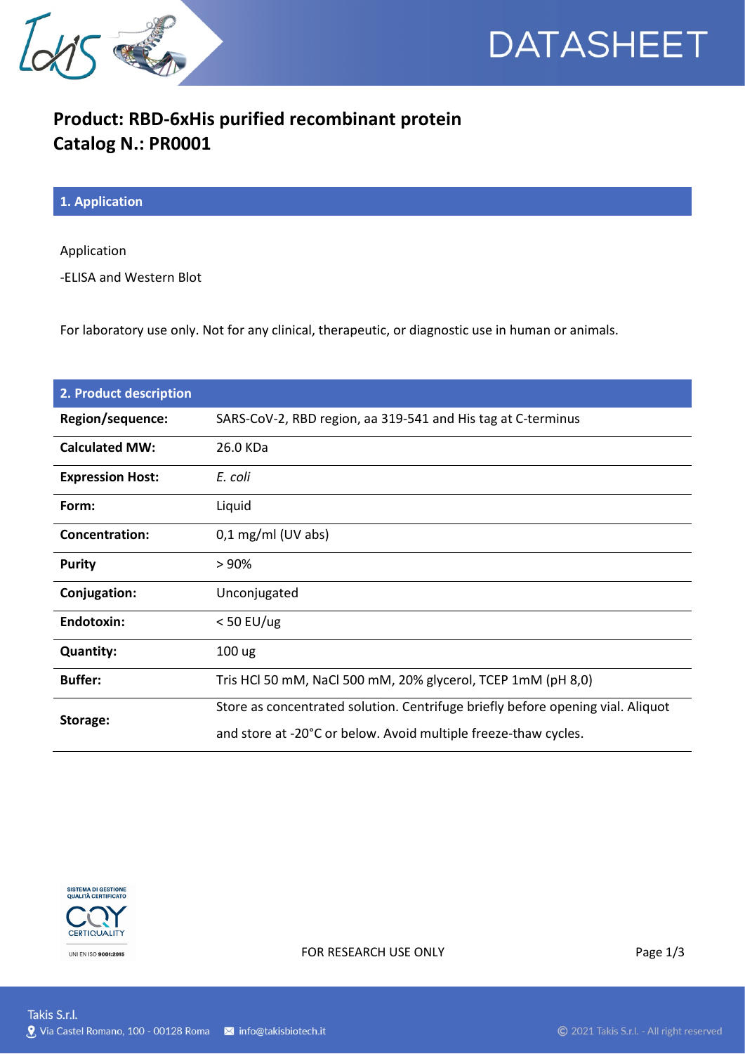# DATASHEET

## Product: RBD-6xHis purified recombinant protein
## Catalog N.: PR0001

### 1. Application

Application

-ELISA and Western Blot

For laboratory use only. Not for any clinical, therapeutic, or diagnostic use in human or animals.

### 2. Product description

| | |
|---|---|
| **Region/sequence:** | SARS-CoV-2, RBD region, aa 319-541 and His tag at C-terminus |
| **Calculated MW:** | 26.0 KDa |
| **Expression Host:** | *E. coli* |
| **Form:** | Liquid |
| **Concentration:** | 0,1 mg/ml (UV abs) |
| **Purity** | > 90% |
| **Conjugation:** | Unconjugated |
| **Endotoxin:** | < 50 EU/ug |
| **Quantity:** | 100 ug |
| **Buffer:** | Tris HCl 50 mM, NaCl 500 mM, 20% glycerol, TCEP 1mM (pH 8,0) |
| **Storage:** | Store as concentrated solution. Centrifuge briefly before opening vial. Aliquot and store at -20°C or below. Avoid multiple freeze-thaw cycles. |

SISTEMA DI GESTIONE QUALITÀ CERTIFICATO
CERTIQUALITY
UNI EN ISO 9001:2015

FOR RESEARCH USE ONLY

Takis S.r.l.
Via Castel Romano, 100 - 00128 Roma    info@takisbiotech.it

© 2021 Takis S.r.l. - All right reserved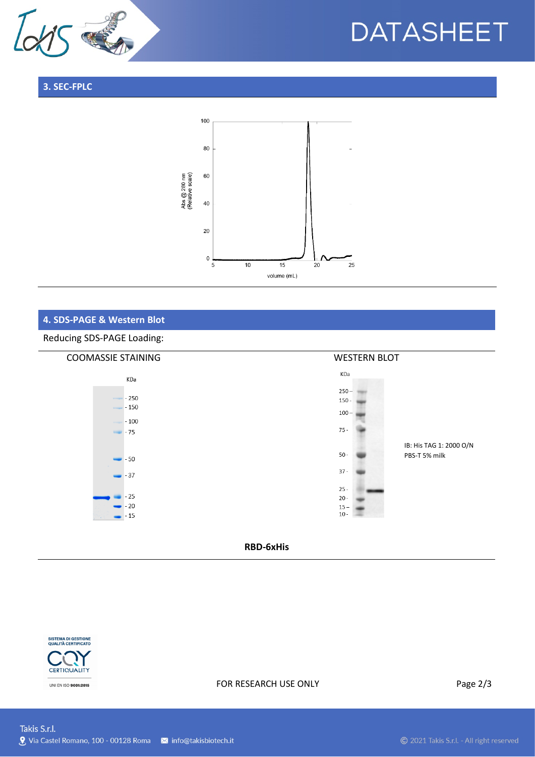## 3. SEC-FPLC

## 4. SDS-PAGE & Western Blot

Reducing SDS-PAGE Loading:

COOMASSIE STAINING

WESTERN BLOT

IB: His TAG 1: 2000 O/N
PBS-T 5% milk

**RBD-6xHis**

FOR RESEARCH USE ONLY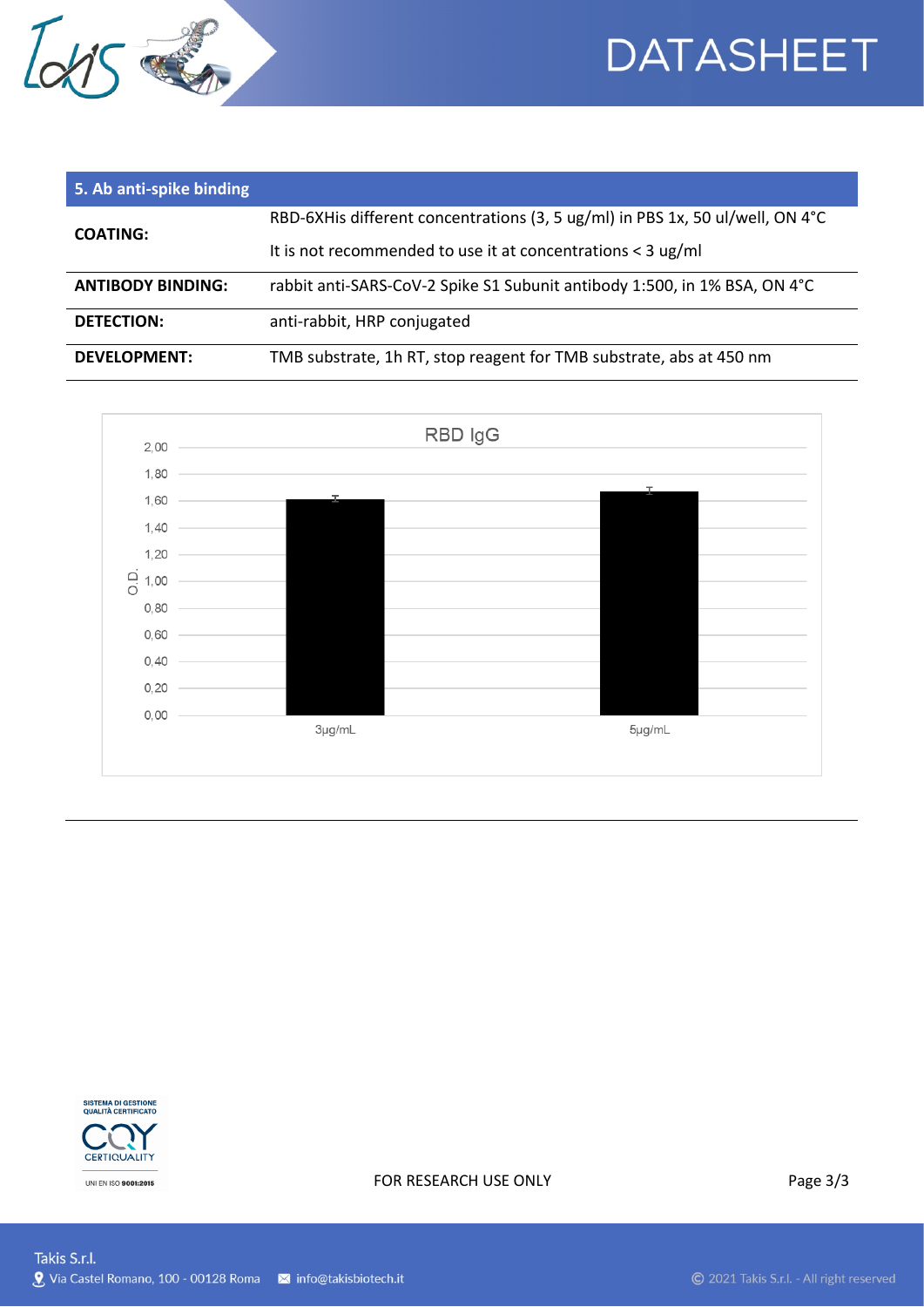| 5. Ab anti-spike binding | |
|---|---|
| **COATING:** | RBD-6XHis different concentrations (3, 5 ug/ml) in PBS 1x, 50 ul/well, ON 4°C<br>It is not recommended to use it at concentrations < 3 ug/ml |
| **ANTIBODY BINDING:** | rabbit anti-SARS-CoV-2 Spike S1 Subunit antibody 1:500, in 1% BSA, ON 4°C |
| **DETECTION:** | anti-rabbit, HRP conjugated |
| **DEVELOPMENT:** | TMB substrate, 1h RT, stop reagent for TMB substrate, abs at 450 nm |

RBD IgG

O.D.

2,00
1,80
1,60
1,40
1,20
1,00
0,80
0,60
0,40
0,20
0,00

3μg/mL

5μg/mL

FOR RESEARCH USE ONLY